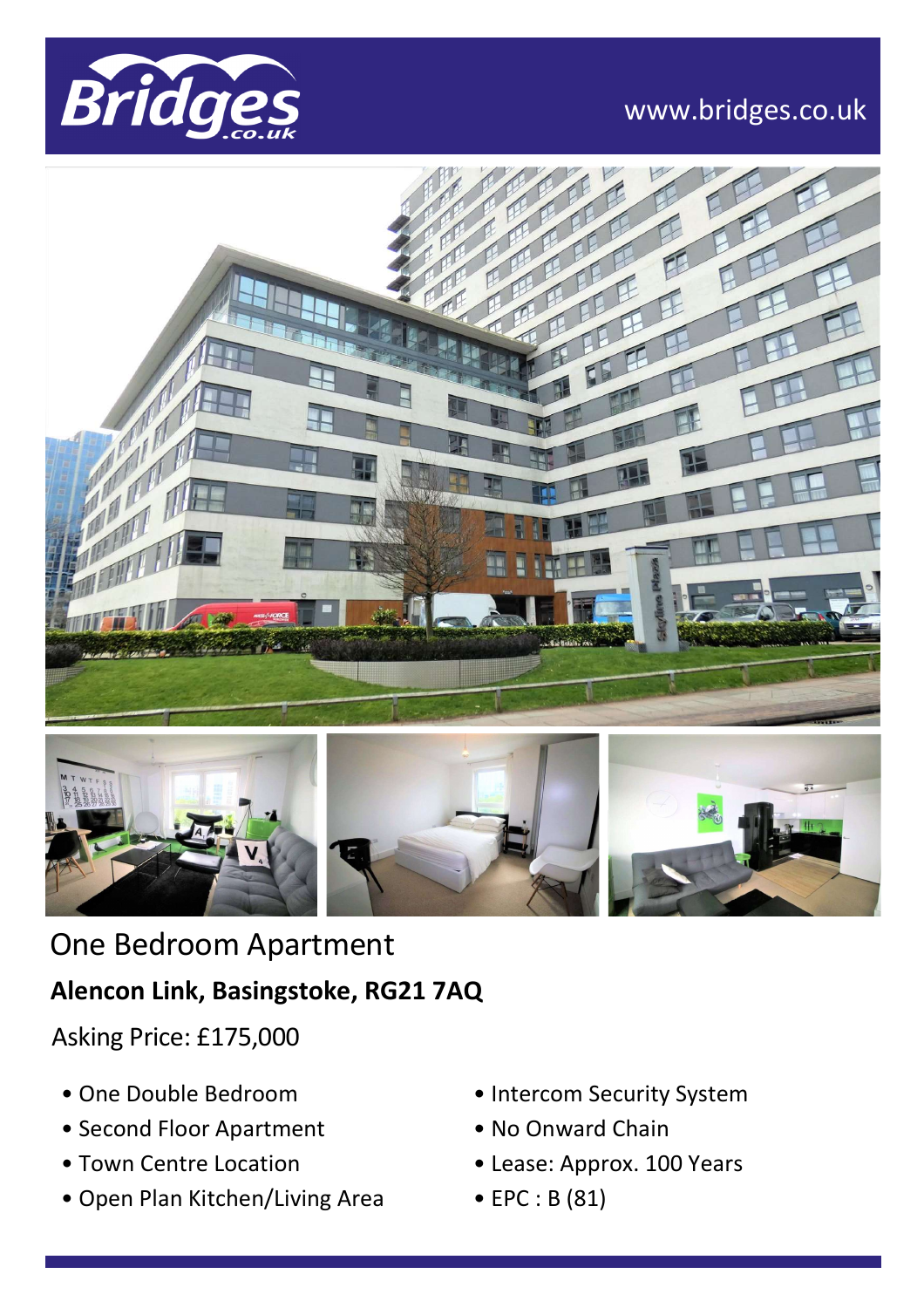Bridges .co.uk

www.bridges.co.uk

# One Bedroom Apartment

## Alencon Link, Basingstoke, RG21 7AQ

Asking Price: £175,000

- One Double Bedroom
- Second Floor Apartment
- Town Centre Location
- Open Plan Kitchen/Living Area
- Intercom Security System
- No Onward Chain
- Lease: Approx. 100 Years
- EPC : B (81)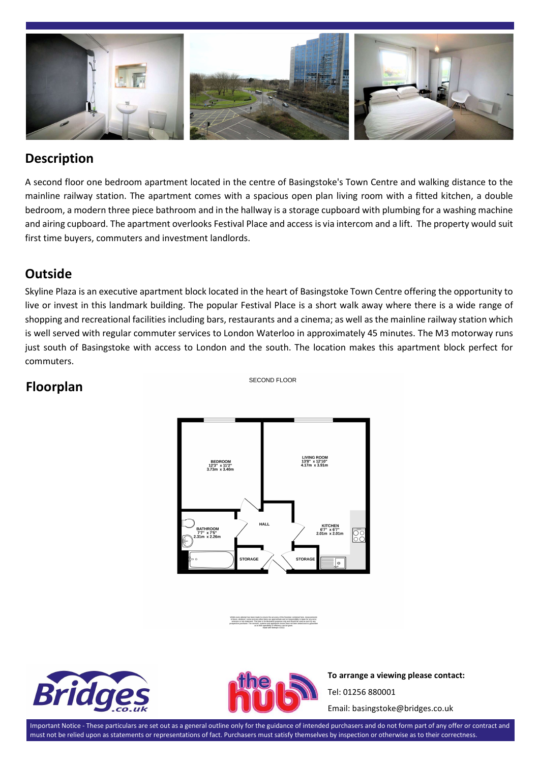## Description

A second floor one bedroom apartment located in the centre of Basingstoke's Town Centre and walking distance to the mainline railway station. The apartment comes with a spacious open plan living room with a fitted kitchen, a double bedroom, a modern three piece bathroom and in the hallway is a storage cupboard with plumbing for a washing machine and airing cupboard. The apartment overlooks Festival Place and access is via intercom and a lift. The property would suit first time buyers, commuters and investment landlords.

## Outside

Skyline Plaza is an executive apartment block located in the heart of Basingstoke Town Centre offering the opportunity to live or invest in this landmark building. The popular Festival Place is a short walk away where there is a wide range of shopping and recreational facilities including bars, restaurants and a cinema; as well as the mainline railway station which is well served with regular commuter services to London Waterloo in approximately 45 minutes. The M3 motorway runs just south of Basingstoke with access to London and the south. The location makes this apartment block perfect for commuters.

## Floorplan

SECOND FLOOR

BEDROOM
12'3" x 11'2"
3.73m x 3.40m

LIVING ROOM
13'8" x 12'10"
4.17m x 3.91m

BATHROOM
7'7" x 7'5"
2.31m x 2.26m

HALL

KITCHEN
6'7" x 6'7"
2.01m x 2.01m

STORAGE

STORAGE

**To arrange a viewing please contact:**

Tel: 01256 880001

Email: basingstoke@bridges.co.uk

Important Notice - These particulars are set out as a general outline only for the guidance of intended purchasers and do not form part of any offer or contract and must not be relied upon as statements or representations of fact. Purchasers must satisfy themselves by inspection or otherwise as to their correctness.